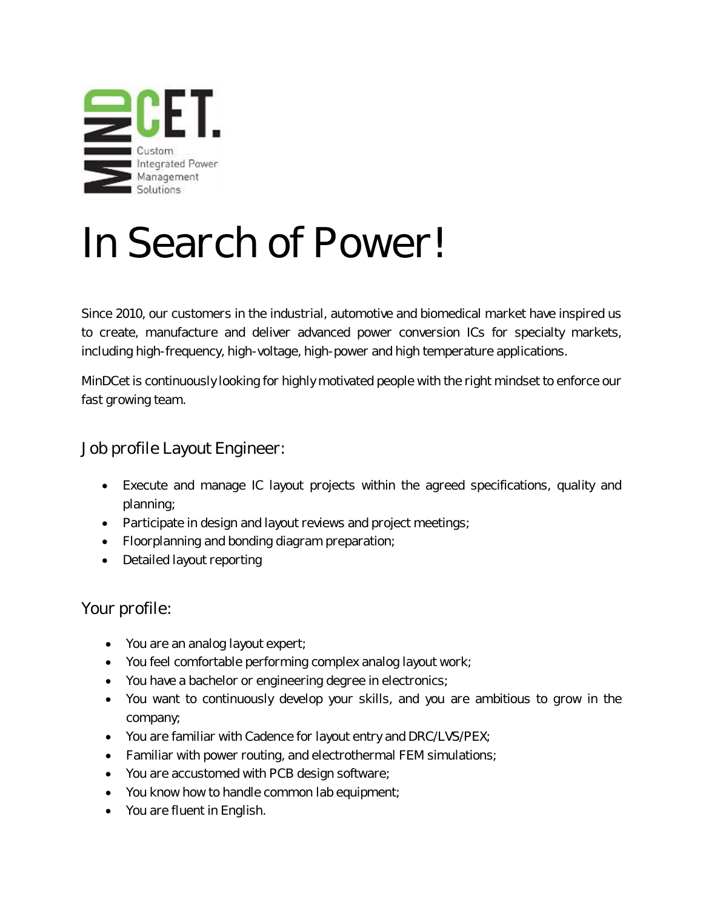MINDCET.
Custom Integrated Power Management Solutions

# In Search of Power!

Since 2010, our customers in the industrial, automotive and biomedical market have inspired us to create, manufacture and deliver advanced power conversion ICs for specialty markets, including high-frequency, high-voltage, high-power and high temperature applications.

MinDCet is continuously looking for highly motivated people with the right mindset to enforce our fast growing team.

## Job profile Layout Engineer:

- Execute and manage IC layout projects within the agreed specifications, quality and planning;
- Participate in design and layout reviews and project meetings;
- Floorplanning and bonding diagram preparation;
- Detailed layout reporting

## Your profile:

- You are an analog layout expert;
- You feel comfortable performing complex analog layout work;
- You have a bachelor or engineering degree in electronics;
- You want to continuously develop your skills, and you are ambitious to grow in the company;
- You are familiar with Cadence for layout entry and DRC/LVS/PEX;
- Familiar with power routing, and electrothermal FEM simulations;
- You are accustomed with PCB design software;
- You know how to handle common lab equipment;
- You are fluent in English.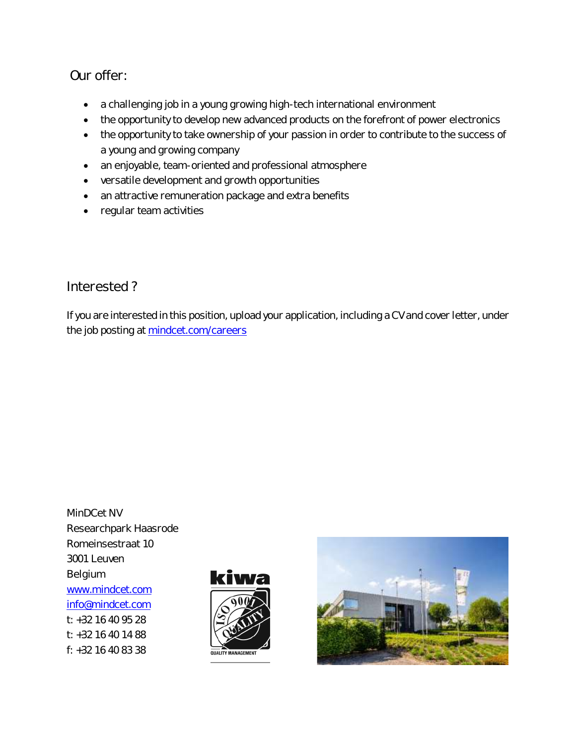## Our offer:

- a challenging job in a young growing high-tech international environment
- the opportunity to develop new advanced products on the forefront of power electronics
- the opportunity to take ownership of your passion in order to contribute to the success of a young and growing company
- an enjoyable, team-oriented and professional atmosphere
- versatile development and growth opportunities
- an attractive remuneration package and extra benefits
- regular team activities

## Interested ?

If you are interested in this position, upload your application, including a CV and cover letter, under the job posting at mindcet.com/careers

MinDCet NV
Researchpark Haasrode
Romeinsestraat 10
3001 Leuven
Belgium
www.mindcet.com
info@mindcet.com
t: +32 16 40 95 28
t: +32 16 40 14 88
f: +32 16 40 83 38